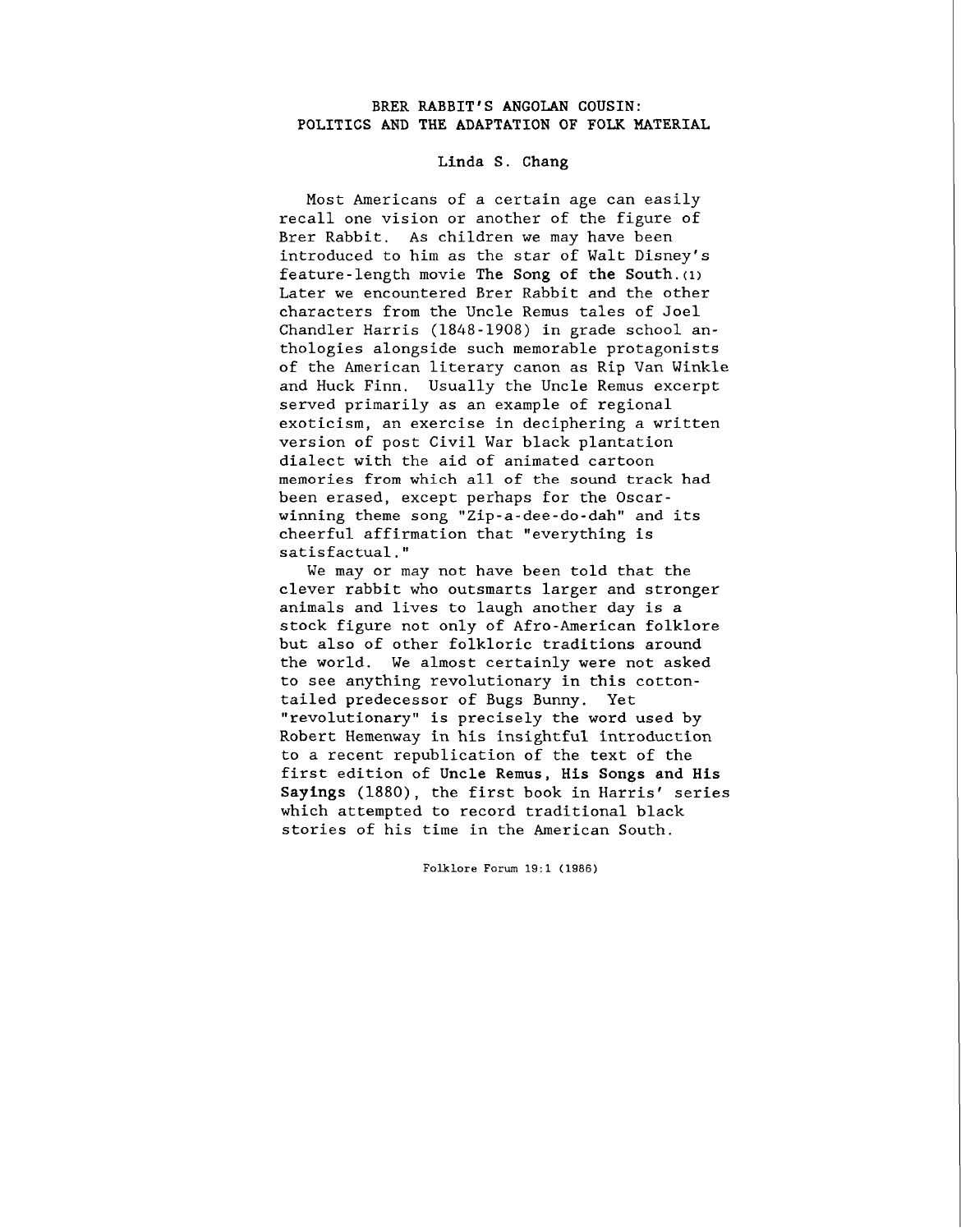# BRER RABBIT'S ANGOLAN COUSIN: POLITICS AND THE ADAPTATION OF FOLK MATERIAL

Linda S. Chang

Most Americans of a certain age can easily recall one vision or another of the figure of Brer Rabbit. As children we may have been introduced to him as the star of Walt Disney's feature-length movie **The Song of the South.**(1) Later we encountered Brer Rabbit and the other characters from the Uncle Remus tales of Joel Chandler Harris (1848-1908) in grade school anthologies alongside such memorable protagonists of the American literary canon as Rip Van Winkle and Huck Finn. Usually the Uncle Remus excerpt served primarily as an example of regional exoticism, an exercise in deciphering a written version of post Civil War black plantation dialect with the aid of animated cartoon memories from which all of the sound track had been erased, except perhaps for the Oscar-winning theme song "Zip-a-dee-do-dah" and its cheerful affirmation that "everything is satisfactual."

We may or may not have been told that the clever rabbit who outsmarts larger and stronger animals and lives to laugh another day is a stock figure not only of Afro-American folklore but also of other folkloric traditions around the world. We almost certainly were not asked to see anything revolutionary in this cotton-tailed predecessor of Bugs Bunny. Yet "revolutionary" is precisely the word used by Robert Hemenway in his insightful introduction to a recent republication of the text of the first edition of **Uncle Remus, His Songs and His Sayings** (1880), the first book in Harris' series which attempted to record traditional black stories of his time in the American South.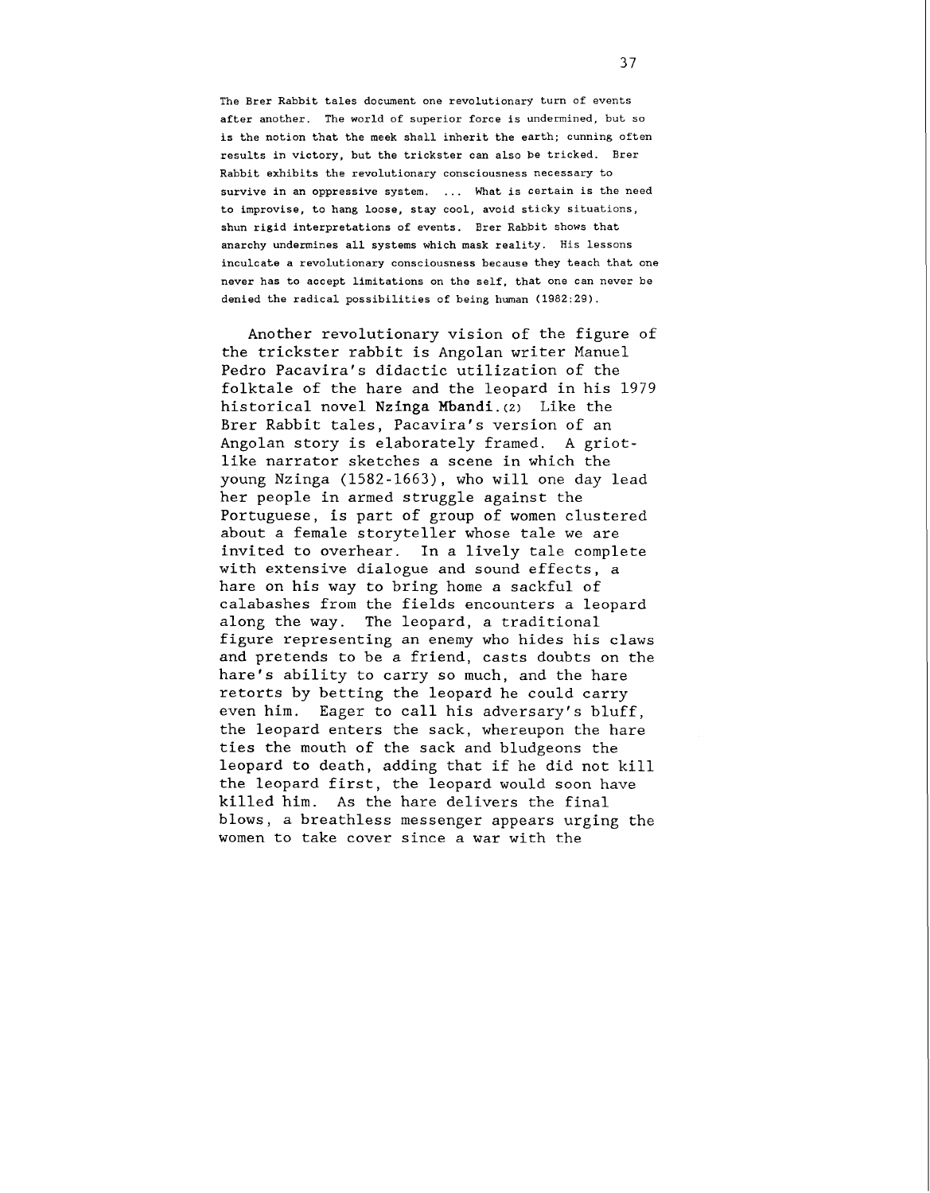> The Brer Rabbit tales document one revolutionary turn of events after another. The world of superior force is undermined, but so is the notion that the meek shall inherit the earth; cunning often results in victory, but the trickster can also be tricked. Brer Rabbit exhibits the revolutionary consciousness necessary to survive in an oppressive system. ... What is certain is the need to improvise, to hang loose, stay cool, avoid sticky situations, shun rigid interpretations of events. Brer Rabbit shows that anarchy undermines all systems which mask reality. His lessons inculcate a revolutionary consciousness because they teach that one never has to accept limitations on the self, that one can never be denied the radical possibilities of being human (1982:29).

Another revolutionary vision of the figure of the trickster rabbit is Angolan writer Manuel Pedro Pacavira's didactic utilization of the folktale of the hare and the leopard in his 1979 historical novel **Nzinga Mbandi**.(2) Like the Brer Rabbit tales, Pacavira's version of an Angolan story is elaborately framed. A griot-like narrator sketches a scene in which the young Nzinga (1582-1663), who will one day lead her people in armed struggle against the Portuguese, is part of group of women clustered about a female storyteller whose tale we are invited to overhear. In a lively tale complete with extensive dialogue and sound effects, a hare on his way to bring home a sackful of calabashes from the fields encounters a leopard along the way. The leopard, a traditional figure representing an enemy who hides his claws and pretends to be a friend, casts doubts on the hare's ability to carry so much, and the hare retorts by betting the leopard he could carry even him. Eager to call his adversary's bluff, the leopard enters the sack, whereupon the hare ties the mouth of the sack and bludgeons the leopard to death, adding that if he did not kill the leopard first, the leopard would soon have killed him. As the hare delivers the final blows, a breathless messenger appears urging the women to take cover since a war with the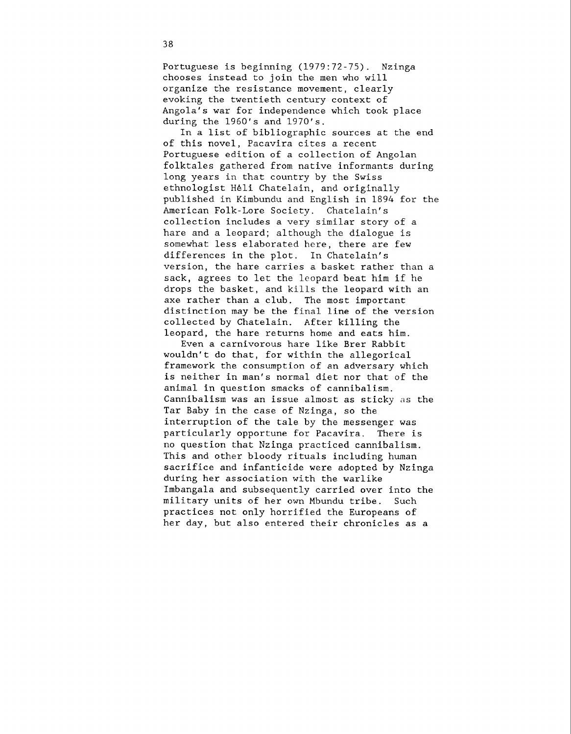Portuguese is beginning (1979:72-75). Nzinga chooses instead to join the men who will organize the resistance movement, clearly evoking the twentieth century context of Angola's war for independence which took place during the 1960's and 1970's.

In a list of bibliographic sources at the end of this novel, Pacavira cites a recent Portuguese edition of a collection of Angolan folktales gathered from native informants during long years in that country by the Swiss ethnologist Héli Chatelain, and originally published in Kimbundu and English in 1894 for the American Folk-Lore Society. Chatelain's collection includes a very similar story of a hare and a leopard; although the dialogue is somewhat less elaborated here, there are few differences in the plot. In Chatelain's version, the hare carries a basket rather than a sack, agrees to let the leopard beat him if he drops the basket, and kills the leopard with an axe rather than a club. The most important distinction may be the final line of the version collected by Chatelain. After killing the leopard, the hare returns home and eats him.

Even a carnivorous hare like Brer Rabbit wouldn't do that, for within the allegorical framework the consumption of an adversary which is neither in man's normal diet nor that of the animal in question smacks of cannibalism. Cannibalism was an issue almost as sticky as the Tar Baby in the case of Nzinga, so the interruption of the tale by the messenger was particularly opportune for Pacavira. There is no question that Nzinga practiced cannibalism. This and other bloody rituals including human sacrifice and infanticide were adopted by Nzinga during her association with the warlike Imbangala and subsequently carried over into the military units of her own Mbundu tribe. Such practices not only horrified the Europeans of her day, but also entered their chronicles as a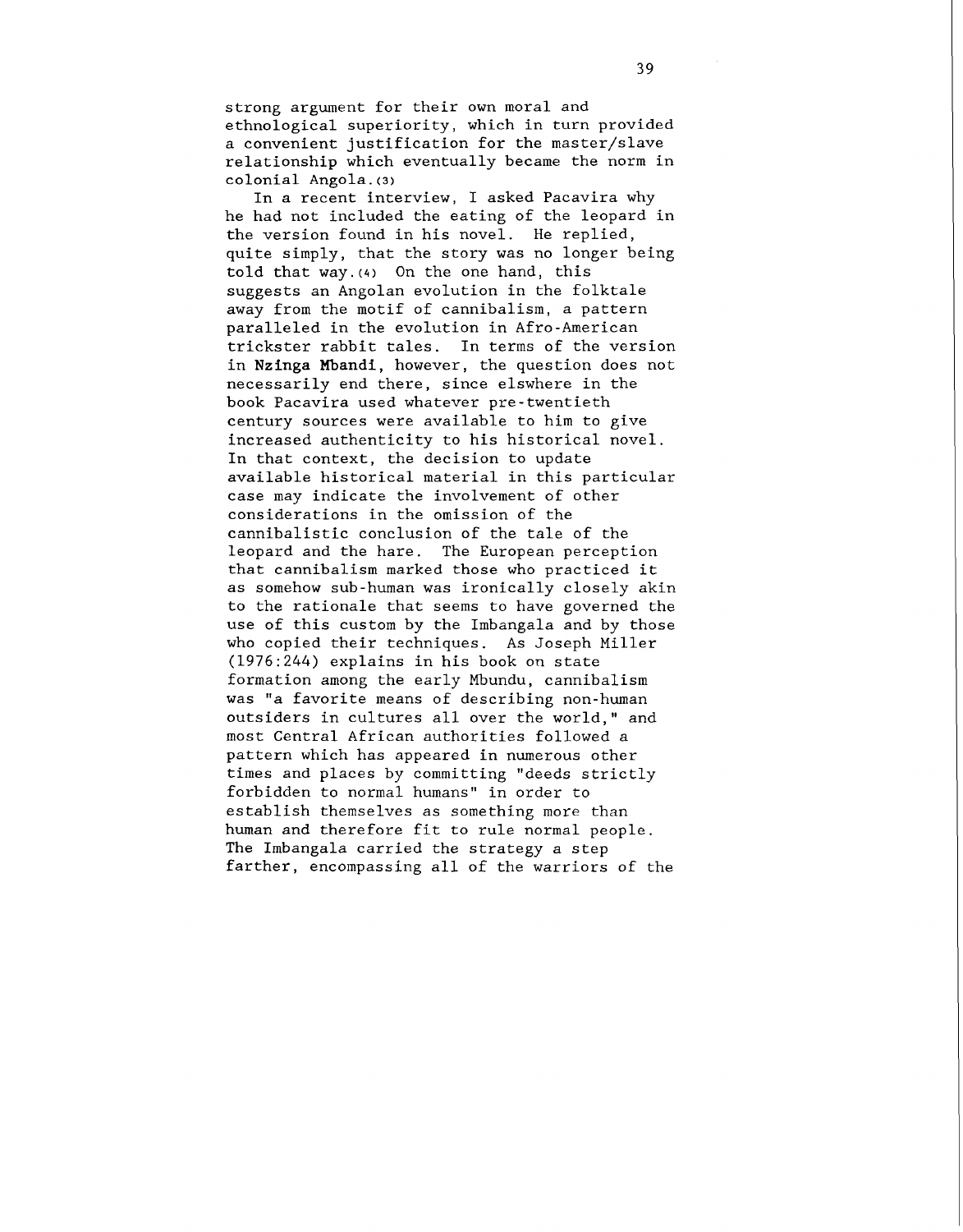strong argument for their own moral and ethnological superiority, which in turn provided a convenient justification for the master/slave relationship which eventually became the norm in colonial Angola.(3)

In a recent interview, I asked Pacavira why he had not included the eating of the leopard in the version found in his novel. He replied, quite simply, that the story was no longer being told that way.(4) On the one hand, this suggests an Angolan evolution in the folktale away from the motif of cannibalism, a pattern paralleled in the evolution in Afro-American trickster rabbit tales. In terms of the version in **Nzinga Mbandi**, however, the question does not necessarily end there, since elswhere in the book Pacavira used whatever pre-twentieth century sources were available to him to give increased authenticity to his historical novel. In that context, the decision to update available historical material in this particular case may indicate the involvement of other considerations in the omission of the cannibalistic conclusion of the tale of the leopard and the hare. The European perception that cannibalism marked those who practiced it as somehow sub-human was ironically closely akin to the rationale that seems to have governed the use of this custom by the Imbangala and by those who copied their techniques. As Joseph Miller (1976:244) explains in his book on state formation among the early Mbundu, cannibalism was "a favorite means of describing non-human outsiders in cultures all over the world," and most Central African authorities followed a pattern which has appeared in numerous other times and places by committing "deeds strictly forbidden to normal humans" in order to establish themselves as something more than human and therefore fit to rule normal people. The Imbangala carried the strategy a step farther, encompassing all of the warriors of the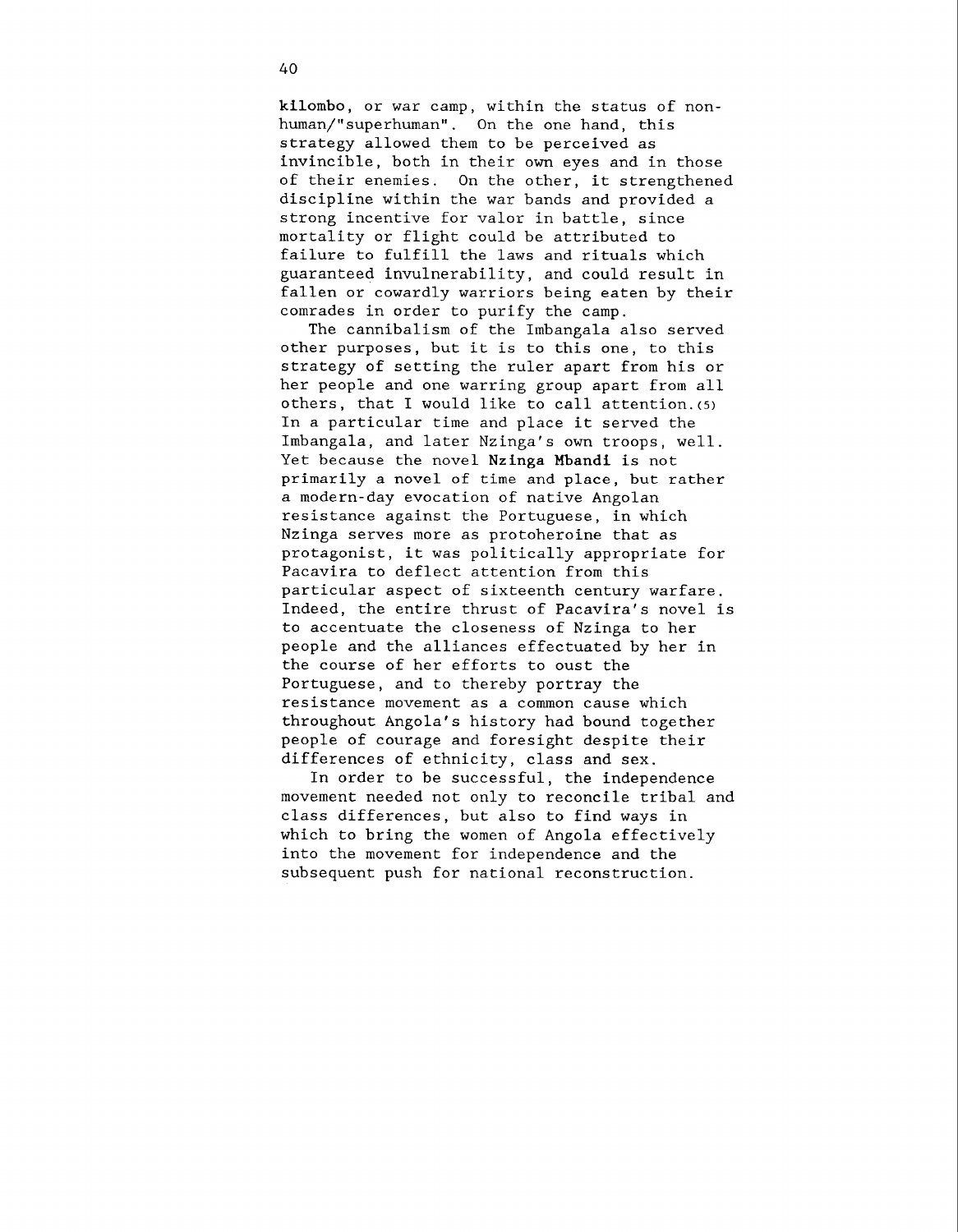**kilombo**, or war camp, within the status of non-human/"superhuman". On the one hand, this strategy allowed them to be perceived as invincible, both in their own eyes and in those of their enemies. On the other, it strengthened discipline within the war bands and provided a strong incentive for valor in battle, since mortality or flight could be attributed to failure to fulfill the laws and rituals which guaranteed invulnerability, and could result in fallen or cowardly warriors being eaten by their comrades in order to purify the camp.

The cannibalism of the Imbangala also served other purposes, but it is to this one, to this strategy of setting the ruler apart from his or her people and one warring group apart from all others, that I would like to call attention.(5) In a particular time and place it served the Imbangala, and later Nzinga's own troops, well. Yet because the novel **Nzinga Mbandi** is not primarily a novel of time and place, but rather a modern-day evocation of native Angolan resistance against the Portuguese, in which Nzinga serves more as protoheroine that as protagonist, it was politically appropriate for Pacavira to deflect attention from this particular aspect of sixteenth century warfare. Indeed, the entire thrust of Pacavira's novel is to accentuate the closeness of Nzinga to her people and the alliances effectuated by her in the course of her efforts to oust the Portuguese, and to thereby portray the resistance movement as a common cause which throughout Angola's history had bound together people of courage and foresight despite their differences of ethnicity, class and sex.

In order to be successful, the independence movement needed not only to reconcile tribal and class differences, but also to find ways in which to bring the women of Angola effectively into the movement for independence and the subsequent push for national reconstruction.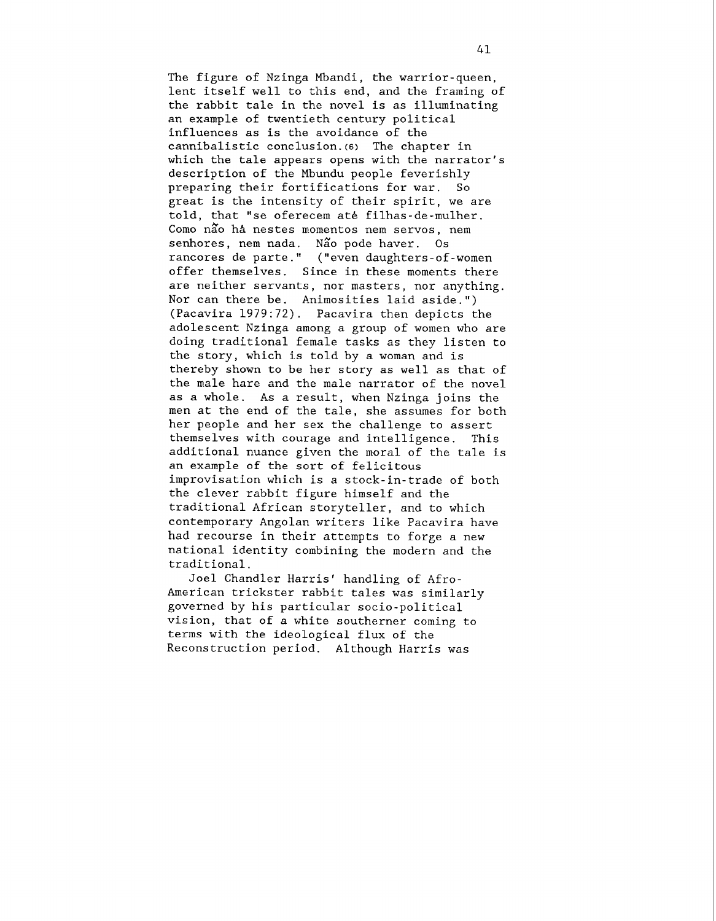The figure of Nzinga Mbandi, the warrior-queen, lent itself well to this end, and the framing of the rabbit tale in the novel is as illuminating an example of twentieth century political influences as is the avoidance of the cannibalistic conclusion.(6) The chapter in which the tale appears opens with the narrator's description of the Mbundu people feverishly preparing their fortifications for war. So great is the intensity of their spirit, we are told, that "se oferecem até filhas-de-mulher. Como não há nestes momentos nem servos, nem senhores, nem nada. Não pode haver. Os rancores de parte." ("even daughters-of-women offer themselves. Since in these moments there are neither servants, nor masters, nor anything. Nor can there be. Animosities laid aside.") (Pacavira 1979:72). Pacavira then depicts the adolescent Nzinga among a group of women who are doing traditional female tasks as they listen to the story, which is told by a woman and is thereby shown to be her story as well as that of the male hare and the male narrator of the novel as a whole. As a result, when Nzinga joins the men at the end of the tale, she assumes for both her people and her sex the challenge to assert themselves with courage and intelligence. This additional nuance given the moral of the tale is an example of the sort of felicitous improvisation which is a stock-in-trade of both the clever rabbit figure himself and the traditional African storyteller, and to which contemporary Angolan writers like Pacavira have had recourse in their attempts to forge a new national identity combining the modern and the traditional.

Joel Chandler Harris' handling of Afro-American trickster rabbit tales was similarly governed by his particular socio-political vision, that of a white southerner coming to terms with the ideological flux of the Reconstruction period. Although Harris was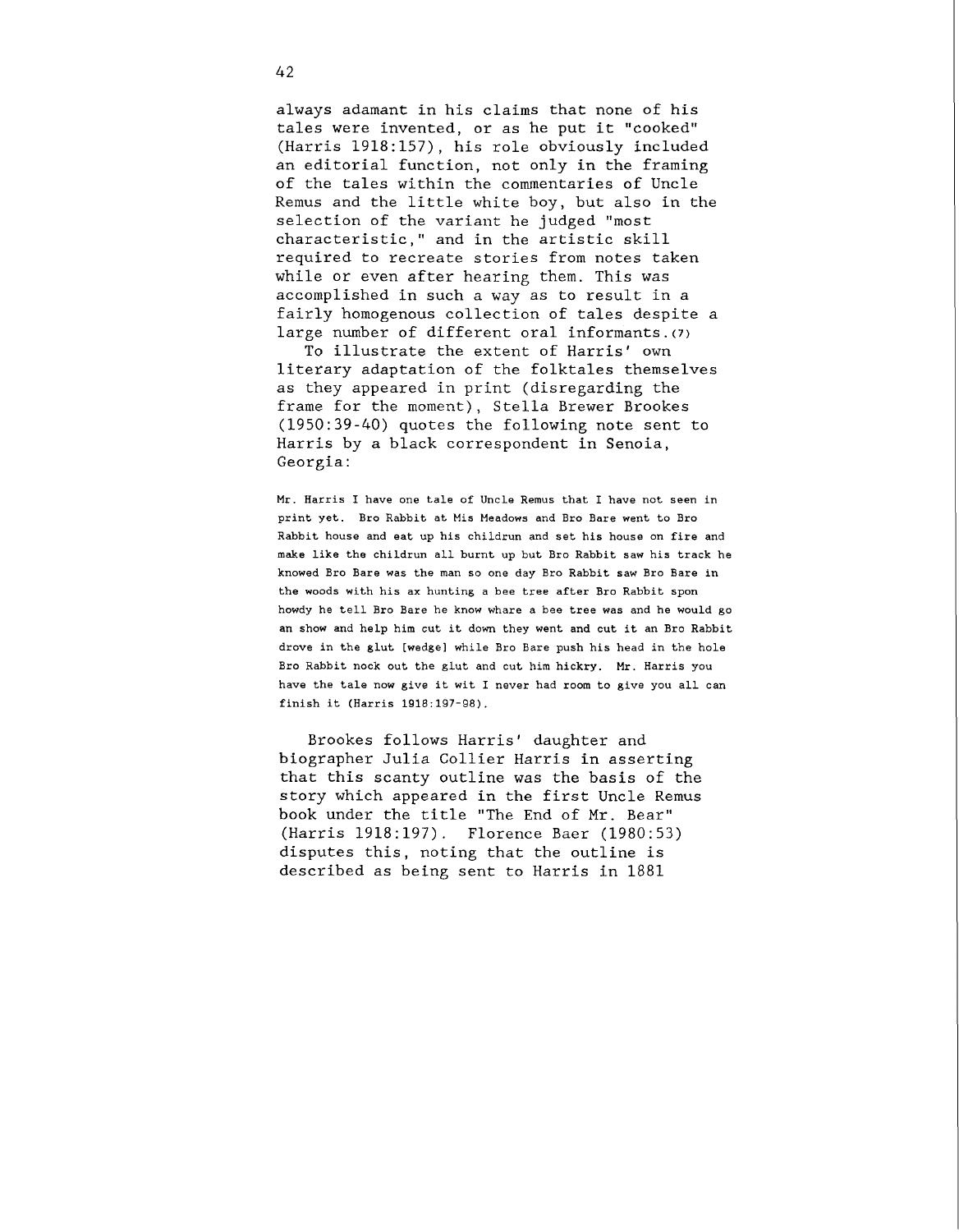always adamant in his claims that none of his tales were invented, or as he put it "cooked" (Harris 1918:157), his role obviously included an editorial function, not only in the framing of the tales within the commentaries of Uncle Remus and the little white boy, but also in the selection of the variant he judged "most characteristic," and in the artistic skill required to recreate stories from notes taken while or even after hearing them. This was accomplished in such a way as to result in a fairly homogenous collection of tales despite a large number of different oral informants.(7)

To illustrate the extent of Harris' own literary adaptation of the folktales themselves as they appeared in print (disregarding the frame for the moment), Stella Brewer Brookes (1950:39-40) quotes the following note sent to Harris by a black correspondent in Senoia, Georgia:

> Mr. Harris I have one tale of Uncle Remus that I have not seen in print yet. Bro Rabbit at Mis Meadows and Bro Bare went to Bro Rabbit house and eat up his childrun and set his house on fire and make like the childrun all burnt up but Bro Rabbit saw his track he knowed Bro Bare was the man so one day Bro Rabbit saw Bro Bare in the woods with his ax hunting a bee tree after Bro Rabbit spon howdy he tell Bro Bare he know whare a bee tree was and he would go an show and help him cut it down they went and cut it an Bro Rabbit drove in the glut [wedge] while Bro Bare push his head in the hole Bro Rabbit nock out the glut and cut him hickry. Mr. Harris you have the tale now give it wit I never had room to give you all can finish it (Harris 1918:197-98).

Brookes follows Harris' daughter and biographer Julia Collier Harris in asserting that this scanty outline was the basis of the story which appeared in the first Uncle Remus book under the title "The End of Mr. Bear" (Harris 1918:197). Florence Baer (1980:53) disputes this, noting that the outline is described as being sent to Harris in 1881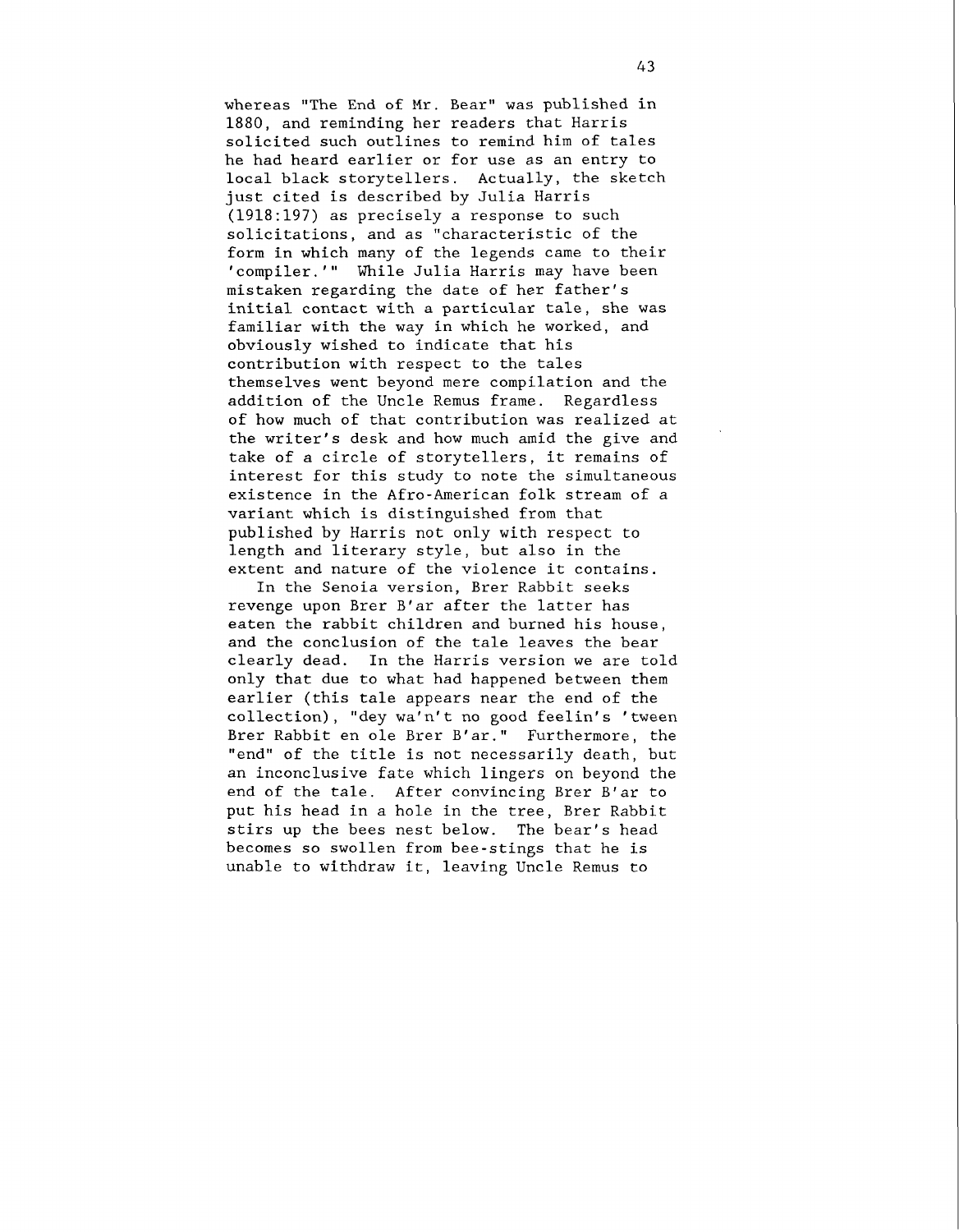whereas "The End of Mr. Bear" was published in 1880, and reminding her readers that Harris solicited such outlines to remind him of tales he had heard earlier or for use as an entry to local black storytellers. Actually, the sketch just cited is described by Julia Harris (1918:197) as precisely a response to such solicitations, and as "characteristic of the form in which many of the legends came to their 'compiler.'" While Julia Harris may have been mistaken regarding the date of her father's initial contact with a particular tale, she was familiar with the way in which he worked, and obviously wished to indicate that his contribution with respect to the tales themselves went beyond mere compilation and the addition of the Uncle Remus frame. Regardless of how much of that contribution was realized at the writer's desk and how much amid the give and take of a circle of storytellers, it remains of interest for this study to note the simultaneous existence in the Afro-American folk stream of a variant which is distinguished from that published by Harris not only with respect to length and literary style, but also in the extent and nature of the violence it contains.

In the Senoia version, Brer Rabbit seeks revenge upon Brer B'ar after the latter has eaten the rabbit children and burned his house, and the conclusion of the tale leaves the bear clearly dead. In the Harris version we are told only that due to what had happened between them earlier (this tale appears near the end of the collection), "dey wa'n't no good feelin's 'tween Brer Rabbit en ole Brer B'ar." Furthermore, the "end" of the title is not necessarily death, but an inconclusive fate which lingers on beyond the end of the tale. After convincing Brer B'ar to put his head in a hole in the tree, Brer Rabbit stirs up the bees nest below. The bear's head becomes so swollen from bee-stings that he is unable to withdraw it, leaving Uncle Remus to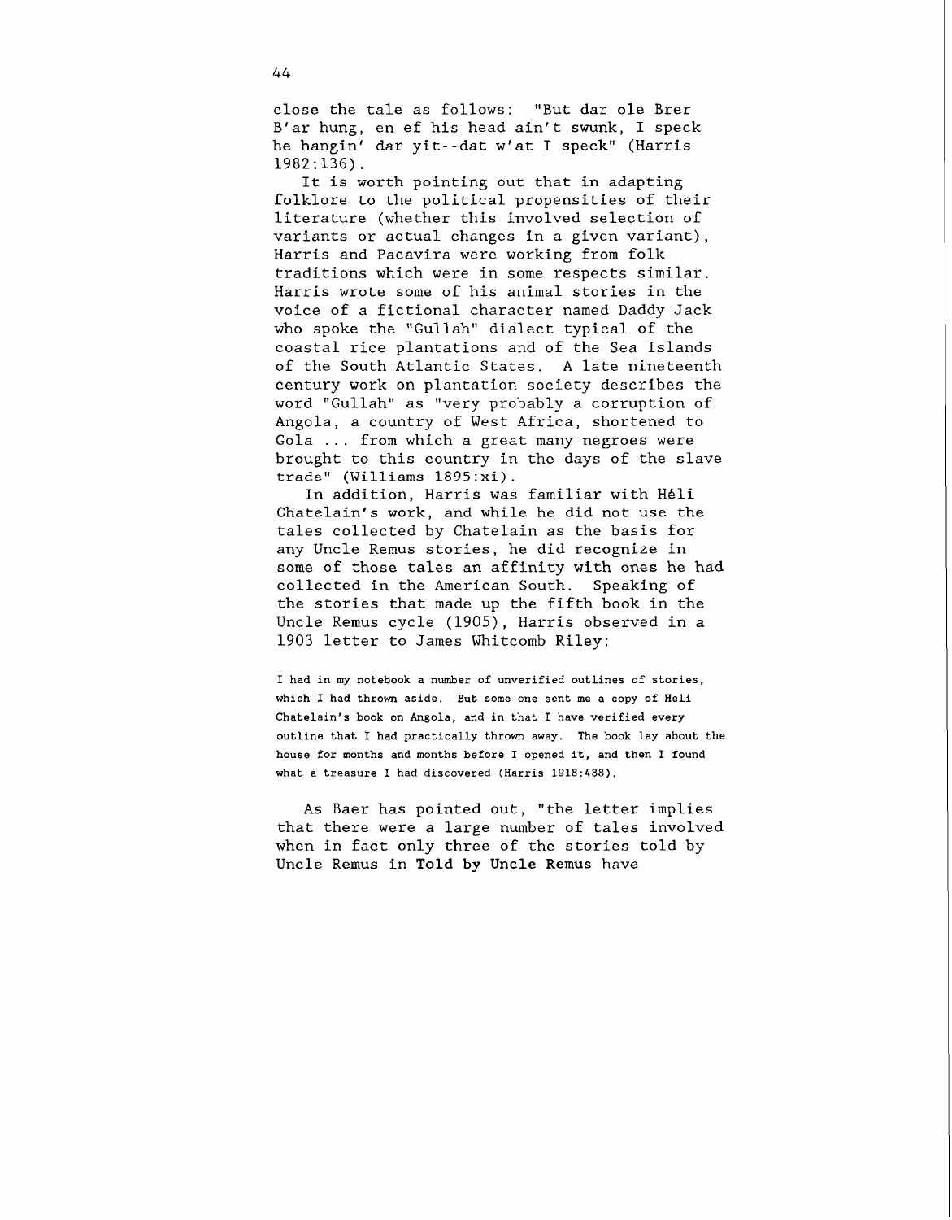close the tale as follows: "But dar ole Brer B'ar hung, en ef his head ain't swunk, I speck he hangin' dar yit--dat w'at I speck" (Harris 1982:136).

It is worth pointing out that in adapting folklore to the political propensities of their literature (whether this involved selection of variants or actual changes in a given variant), Harris and Pacavira were working from folk traditions which were in some respects similar. Harris wrote some of his animal stories in the voice of a fictional character named Daddy Jack who spoke the "Gullah" dialect typical of the coastal rice plantations and of the Sea Islands of the South Atlantic States. A late nineteenth century work on plantation society describes the word "Gullah" as "very probably a corruption of Angola, a country of West Africa, shortened to Gola ... from which a great many negroes were brought to this country in the days of the slave trade" (Williams 1895:xi).

In addition, Harris was familiar with Héli Chatelain's work, and while he did not use the tales collected by Chatelain as the basis for any Uncle Remus stories, he did recognize in some of those tales an affinity with ones he had collected in the American South. Speaking of the stories that made up the fifth book in the Uncle Remus cycle (1905), Harris observed in a 1903 letter to James Whitcomb Riley:

> I had in my notebook a number of unverified outlines of stories, which I had thrown aside. But some one sent me a copy of Heli Chatelain's book on Angola, and in that I have verified every outline that I had practically thrown away. The book lay about the house for months and months before I opened it, and then I found what a treasure I had discovered (Harris 1918:488).

As Baer has pointed out, "the letter implies that there were a large number of tales involved when in fact only three of the stories told by Uncle Remus in **Told by Uncle Remus** have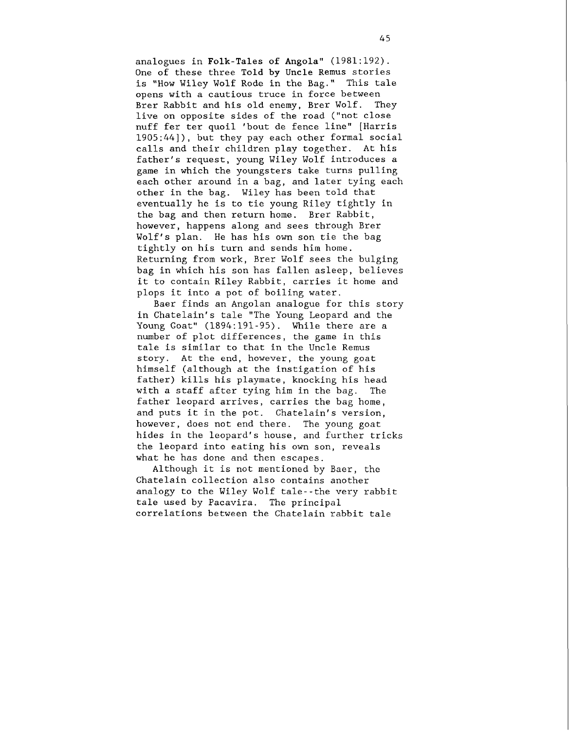analogues in **Folk-Tales of Angola**" (1981:192). One of these three **Told by Uncle Remus** stories is "How Wiley Wolf Rode in the Bag." This tale opens with a cautious truce in force between Brer Rabbit and his old enemy, Brer Wolf. They live on opposite sides of the road ("not close nuff fer ter quoil 'bout de fence line" [Harris 1905:44]), but they pay each other formal social calls and their children play together. At his father's request, young Wiley Wolf introduces a game in which the youngsters take turns pulling each other around in a bag, and later tying each other in the bag. Wiley has been told that eventually he is to tie young Riley tightly in the bag and then return home. Brer Rabbit, however, happens along and sees through Brer Wolf's plan. He has his own son tie the bag tightly on his turn and sends him home. Returning from work, Brer Wolf sees the bulging bag in which his son has fallen asleep, believes it to contain Riley Rabbit, carries it home and plops it into a pot of boiling water.

Baer finds an Angolan analogue for this story in Chatelain's tale "The Young Leopard and the Young Goat" (1894:191-95). While there are a number of plot differences, the game in this tale is similar to that in the Uncle Remus story. At the end, however, the young goat himself (although at the instigation of his father) kills his playmate, knocking his head with a staff after tying him in the bag. The father leopard arrives, carries the bag home, and puts it in the pot. Chatelain's version, however, does not end there. The young goat hides in the leopard's house, and further tricks the leopard into eating his own son, reveals what he has done and then escapes.

Although it is not mentioned by Baer, the Chatelain collection also contains another analogy to the Wiley Wolf tale--the very rabbit tale used by Pacavira. The principal correlations between the Chatelain rabbit tale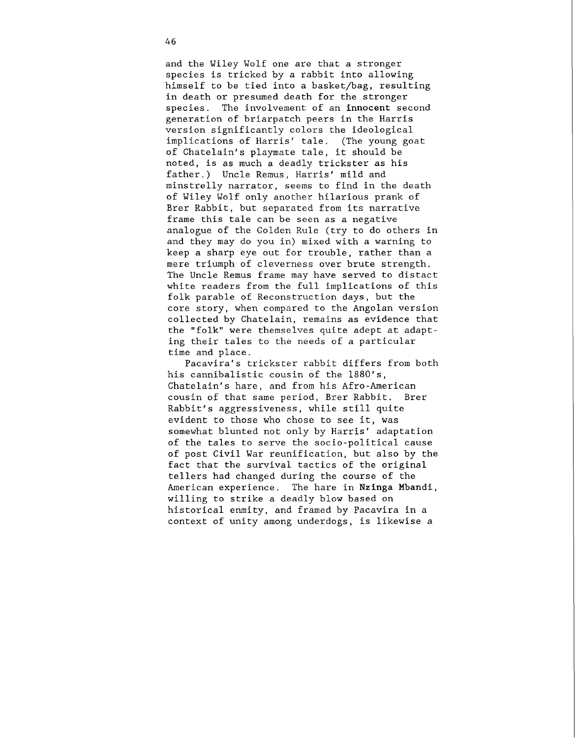and the Wiley Wolf one are that a stronger species is tricked by a rabbit into allowing himself to be tied into a basket/bag, resulting in death or presumed death for the stronger species. The involvement of an **innocent** second generation of briarpatch peers in the Harris version significantly colors the ideological implications of Harris' tale. (The young goat of Chatelain's playmate tale, it should be noted, is as much a deadly trickster as his father.) Uncle Remus, Harris' mild and minstrelly narrator, seems to find in the death of Wiley Wolf only another hilarious prank of Brer Rabbit, but separated from its narrative frame this tale can be seen as a negative analogue of the Golden Rule (try to do others in and they may do you in) mixed with a warning to keep a sharp eye out for trouble, rather than a mere triumph of cleverness over brute strength. The Uncle Remus frame may have served to distact white readers from the full implications of this folk parable of Reconstruction days, but the core story, when compared to the Angolan version collected by Chatelain, remains as evidence that the "folk" were themselves quite adept at adapting their tales to the needs of a particular time and place.

Pacavira's trickster rabbit differs from both his cannibalistic cousin of the 1880's, Chatelain's hare, and from his Afro-American cousin of that same period, Brer Rabbit. Brer Rabbit's aggressiveness, while still quite evident to those who chose to see it, was somewhat blunted not only by Harris' adaptation of the tales to serve the socio-political cause of post Civil War reunification, but also by the fact that the survival tactics of the original tellers had changed during the course of the American experience. The hare in **Nzinga Mbandi**, willing to strike a deadly blow based on historical enmity, and framed by Pacavira in a context of unity among underdogs, is likewise a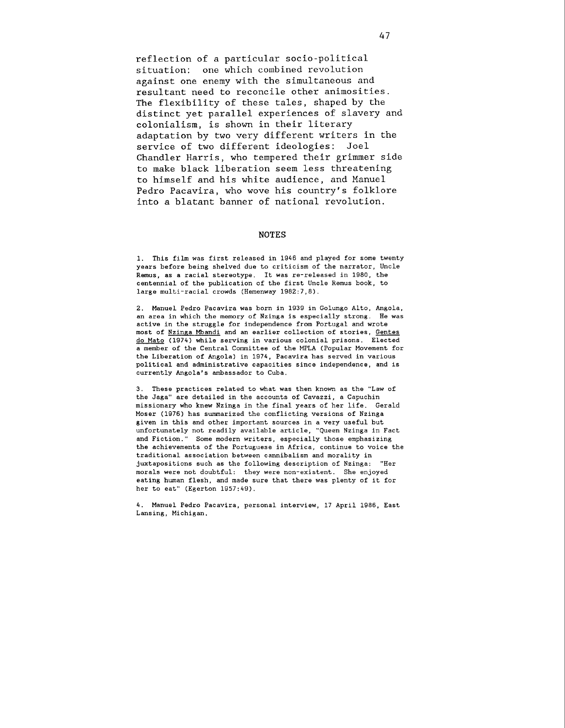reflection of a particular socio-political situation: one which combined revolution against one enemy with the simultaneous and resultant need to reconcile other animosities. The flexibility of these tales, shaped by the distinct yet parallel experiences of slavery and colonialism, is shown in their literary adaptation by two very different writers in the service of two different ideologies: Joel Chandler Harris, who tempered their grimmer side to make black liberation seem less threatening to himself and his white audience, and Manuel Pedro Pacavira, who wove his country's folklore into a blatant banner of national revolution.

## NOTES

1. This film was first released in 1946 and played for some twenty years before being shelved due to criticism of the narrator, Uncle Remus, as a racial stereotype. It was re-released in 1980, the centennial of the publication of the first Uncle Remus book, to large multi-racial crowds (Hemenway 1982:7,8).

2. Manuel Pedro Pacavira was born in 1939 in Golungo Alto, Angola, an area in which the memory of Nzinga is especially strong. He was active in the struggle for independence from Portugal and wrote most of _Nzinga Mbandi_ and an earlier collection of stories, _Gentes do Mato_ (1974) while serving in various colonial prisons. Elected a member of the Central Committee of the MPLA (Popular Movement for the Liberation of Angola) in 1974, Pacavira has served in various political and administrative capacities since independence, and is currently Angola's ambassador to Cuba.

3. These practices related to what was then known as the "Law of the Jaga" are detailed in the accounts of Cavazzi, a Capuchin missionary who knew Nzinga in the final years of her life. Gerald Moser (1976) has summarized the conflicting versions of Nzinga given in this and other important sources in a very useful but unfortunately not readily available article, "Queen Nzinga in Fact and Fiction." Some modern writers, especially those emphasizing the achievements of the Portuguese in Africa, continue to voice the traditional association between cannibalism and morality in juxtapositions such as the following description of Nzinga: "Her morals were not doubtful: they were non-existent. She enjoyed eating human flesh, and made sure that there was plenty of it for her to eat" (Egerton 1957:49).

4. Manuel Pedro Pacavira, personal interview, 17 April 1986, East Lansing, Michigan.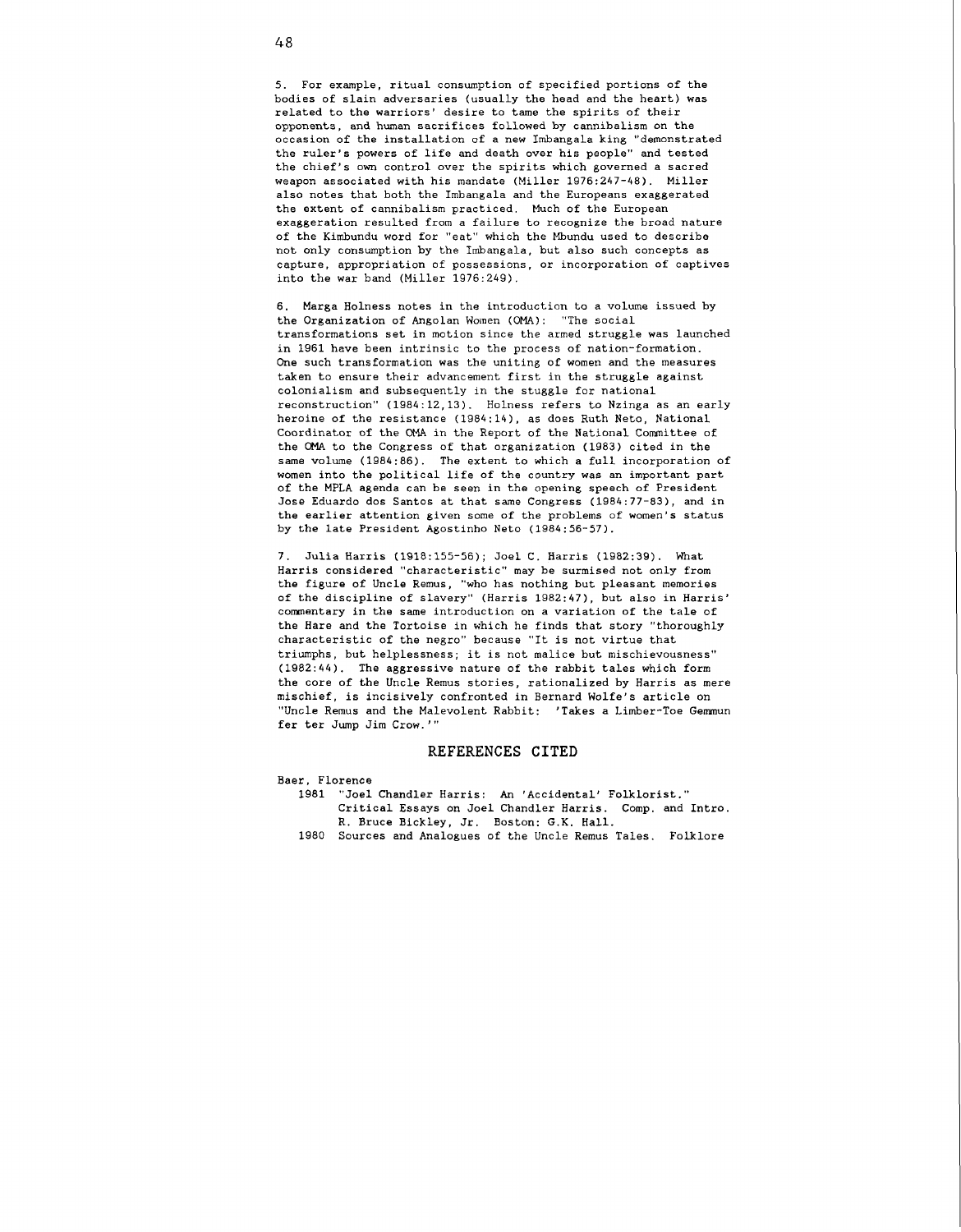5. For example, ritual consumption of specified portions of the bodies of slain adversaries (usually the head and the heart) was related to the warriors' desire to tame the spirits of their opponents, and human sacrifices followed by cannibalism on the occasion of the installation of a new Imbangala king "demonstrated the ruler's powers of life and death over his people" and tested the chief's own control over the spirits which governed a sacred weapon associated with his mandate (Miller 1976:247-48). Miller also notes that both the Imbangala and the Europeans exaggerated the extent of cannibalism practiced. Much of the European exaggeration resulted from a failure to recognize the broad nature of the Kimbundu word for "eat" which the Mbundu used to describe not only consumption by the Imbangala, but also such concepts as capture, appropriation of possessions, or incorporation of captives into the war band (Miller 1976:249).

6. Marga Holness notes in the introduction to a volume issued by the Organization of Angolan Women (OMA): "The social transformations set in motion since the armed struggle was launched in 1961 have been intrinsic to the process of nation-formation. One such transformation was the uniting of women and the measures taken to ensure their advancement first in the struggle against colonialism and subsequently in the stuggle for national reconstruction" (1984:12,13). Holness refers to Nzinga as an early heroine of the resistance (1984:14), as does Ruth Neto, National Coordinator of the OMA in the Report of the National Committee of the OMA to the Congress of that organization (1983) cited in the same volume (1984:86). The extent to which a full incorporation of women into the political life of the country was an important part of the MPLA agenda can be seen in the opening speech of President Jose Eduardo dos Santos at that same Congress (1984:77-83), and in the earlier attention given some of the problems of women's status by the late President Agostinho Neto (1984:56-57).

7. Julia Harris (1918:155-56); Joel C. Harris (1982:39). What Harris considered "characteristic" may be surmised not only from the figure of Uncle Remus, "who has nothing but pleasant memories of the discipline of slavery" (Harris 1982:47), but also in Harris' commentary in the same introduction on a variation of the tale of the Hare and the Tortoise in which he finds that story "thoroughly characteristic of the negro" because "It is not virtue that triumphs, but helplessness; it is not malice but mischievousness" (1982:44). The aggressive nature of the rabbit tales which form the core of the Uncle Remus stories, rationalized by Harris as mere mischief, is incisively confronted in Bernard Wolfe's article on "Uncle Remus and the Malevolent Rabbit: 'Takes a Limber-Toe Gemmun fer ter Jump Jim Crow.'"

## REFERENCES CITED

Baer, Florence

1981 "Joel Chandler Harris: An 'Accidental' Folklorist." Critical Essays on Joel Chandler Harris. Comp. and Intro. R. Bruce Bickley, Jr. Boston: G.K. Hall.

1980 Sources and Analogues of the Uncle Remus Tales. Folklore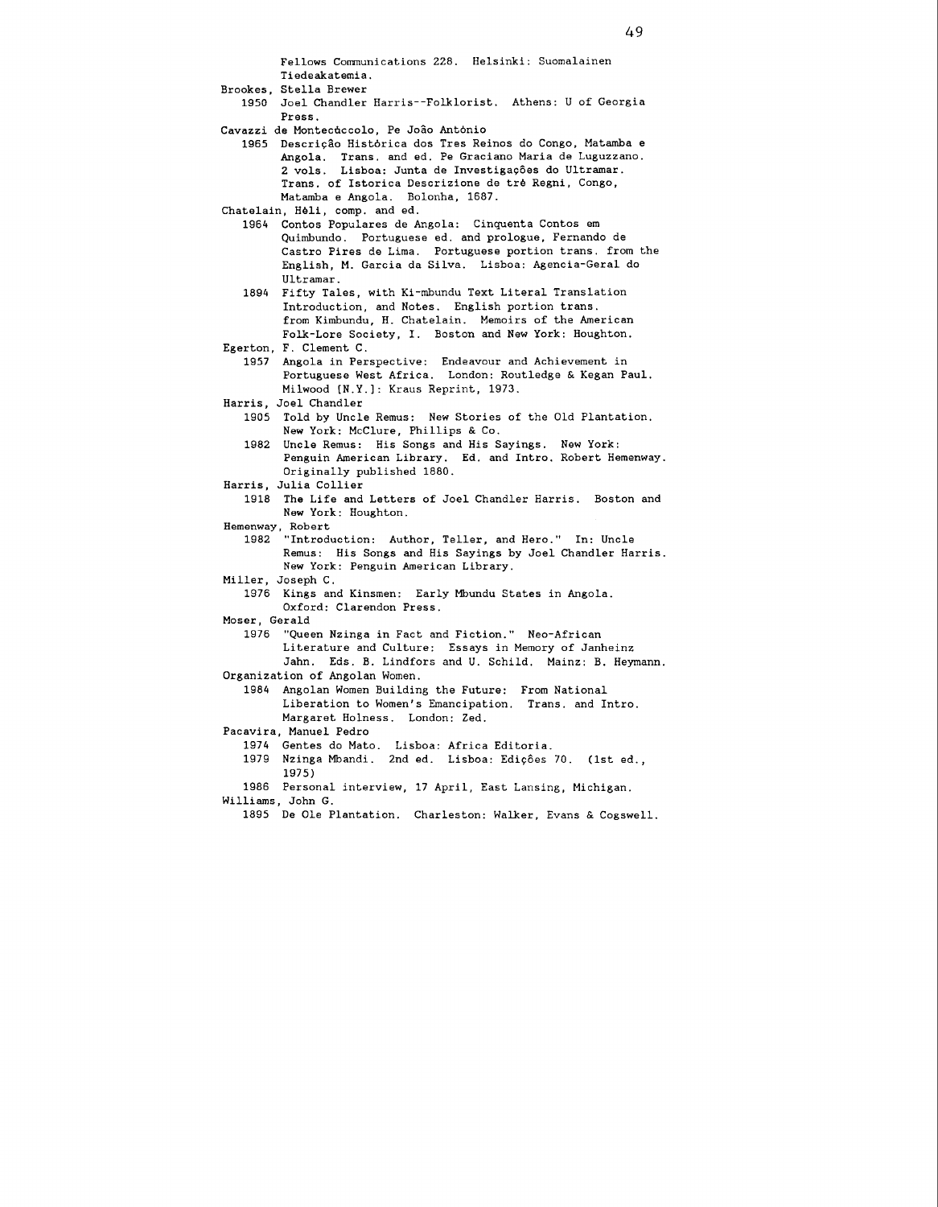Fellows Communications 228. Helsinki: Suomalainen Tiedeakatemia.

Brookes, Stella Brewer

1950 Joel Chandler Harris--Folklorist. Athens: U of Georgia Press.

Cavazzi de Montecúccolo, Pe João António

1965 Descrição Històrica dos Tres Reinos do Congo, Matamba e Angola. Trans. and ed. Pe Graciano Maria de Luguzzano. 2 vols. Lisboa: Junta de Investigações do Ultramar. Trans. of Istorica Descrizione de trê Regni, Congo, Matamba e Angola. Bolonha, 1687.

Chatelain, Hèli, comp. and ed.

1964 Contos Populares de Angola: Cinquenta Contos em Quimbundo. Portuguese ed. and prologue, Fernando de Castro Pires de Lima. Portuguese portion trans. from the English, M. Garcia da Silva. Lisboa: Agencia-Geral do Ultramar.

1894 Fifty Tales, with Ki-mbundu Text Literal Translation Introduction, and Notes. English portion trans. from Kimbundu, H. Chatelain. Memoirs of the American Folk-Lore Society, I. Boston and New York: Houghton.

Egerton, F. Clement C.

1957 Angola in Perspective: Endeavour and Achievement in Portuguese West Africa. London: Routledge & Kegan Paul. Milwood [N.Y.]: Kraus Reprint, 1973.

Harris, Joel Chandler

1905 Told by Uncle Remus: New Stories of the Old Plantation. New York: McClure, Phillips & Co.

1982 Uncle Remus: His Songs and His Sayings. New York: Penguin American Library. Ed. and Intro. Robert Hemenway. Originally published 1880.

Harris, Julia Collier

1918 The Life and Letters of Joel Chandler Harris. Boston and New York: Houghton.

Hemenway, Robert

1982 "Introduction: Author, Teller, and Hero." In: Uncle Remus: His Songs and His Sayings by Joel Chandler Harris. New York: Penguin American Library.

Miller, Joseph C.

1976 Kings and Kinsmen: Early Mbundu States in Angola. Oxford: Clarendon Press.

Moser, Gerald

1976 "Queen Nzinga in Fact and Fiction." Neo-African Literature and Culture: Essays in Memory of Janheinz Jahn. Eds. B. Lindfors and U. Schild. Mainz: B. Heymann.

Organization of Angolan Women.

1984 Angolan Women Building the Future: From National Liberation to Women's Emancipation. Trans. and Intro. Margaret Holness. London: Zed.

Pacavira, Manuel Pedro

1974 Gentes do Mato. Lisboa: Africa Editoria.

1979 Nzinga Mbandi. 2nd ed. Lisboa: Edições 70. (1st ed., 1975)

1986 Personal interview, 17 April, East Lansing, Michigan.

Williams, John G.

1895 De Ole Plantation. Charleston: Walker, Evans & Cogswell.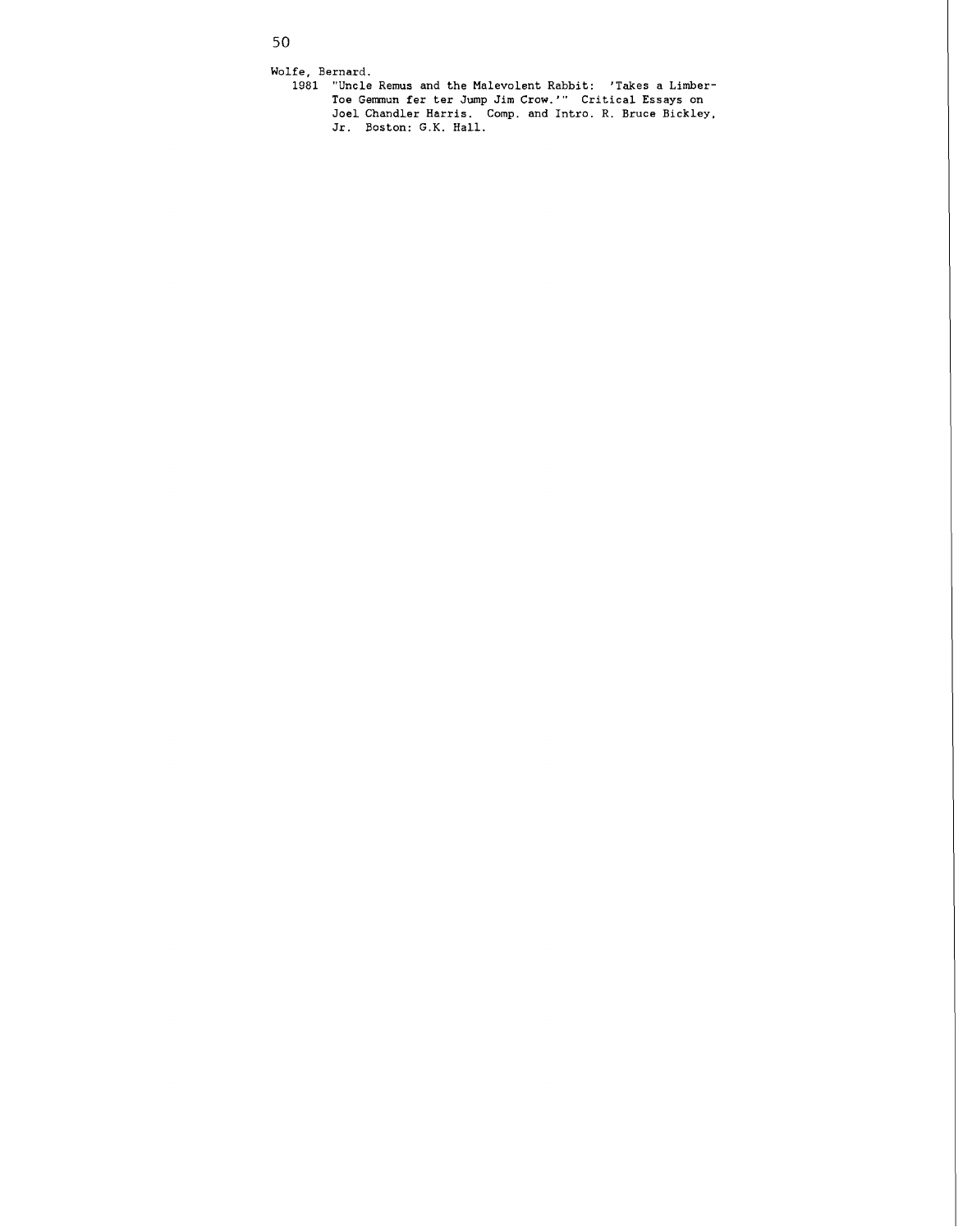Wolfe, Bernard.

1981 "Uncle Remus and the Malevolent Rabbit: 'Takes a Limber-Toe Gemmun fer ter Jump Jim Crow.'" Critical Essays on Joel Chandler Harris. Comp. and Intro. R. Bruce Bickley, Jr. Boston: G.K. Hall.